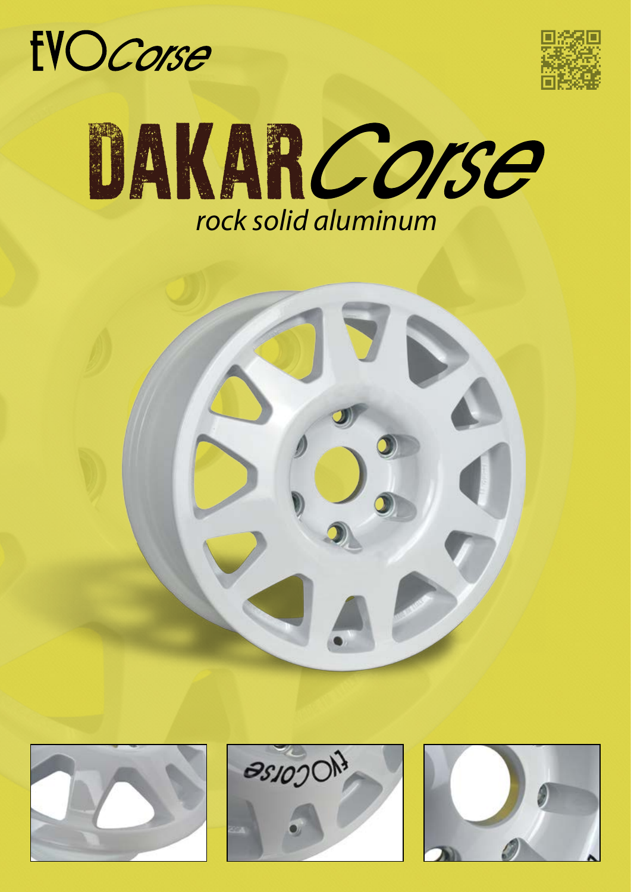EVOCorse

# DAKARCorse

*rock solid aluminum*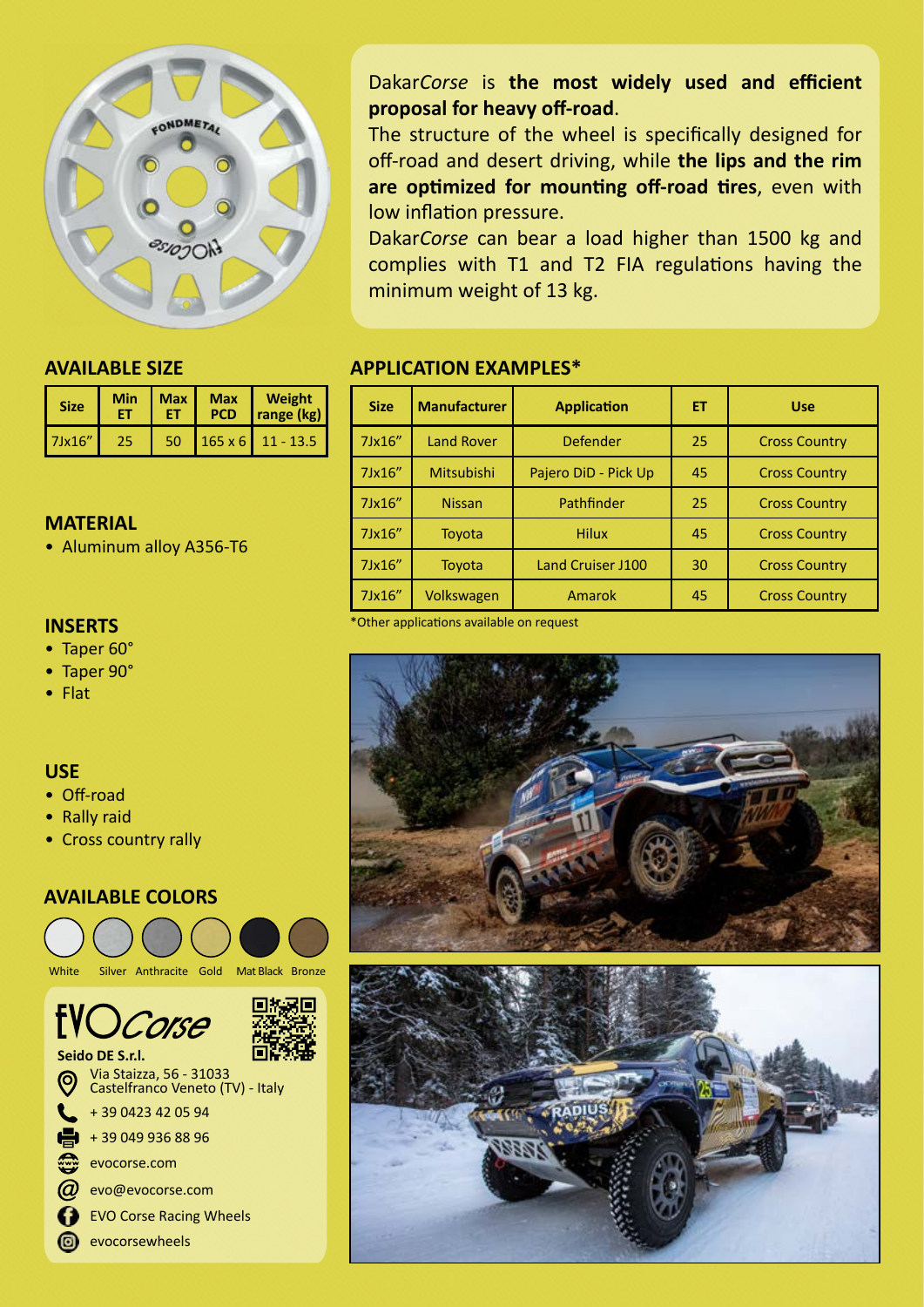Dakar*Corse* is **the most widely used and efficient proposal for heavy off-road**.
The structure of the wheel is specifically designed for off-road and desert driving, while **the lips and the rim are optimized for mounting off-road tires**, even with low inflation pressure.
Dakar*Corse* can bear a load higher than 1500 kg and complies with T1 and T2 FIA regulations having the minimum weight of 13 kg.

## AVAILABLE SIZE

| Size | Min ET | Max ET | Max PCD | Weight range (kg) |
|---|---|---|---|---|
| 7Jx16" | 25 | 50 | 165 x 6 | 11 - 13.5 |

## MATERIAL

- Aluminum alloy A356-T6

## INSERTS

- Taper 60°
- Taper 90°
- Flat

## USE

- Off-road
- Rally raid
- Cross country rally

## AVAILABLE COLORS

White, Silver, Anthracite, Gold, Mat Black, Bronze

## APPLICATION EXAMPLES*

| Size | Manufacturer | Application | ET | Use |
|---|---|---|---|---|
| 7Jx16" | Land Rover | Defender | 25 | Cross Country |
| 7Jx16" | Mitsubishi | Pajero DiD - Pick Up | 45 | Cross Country |
| 7Jx16" | Nissan | Pathfinder | 25 | Cross Country |
| 7Jx16" | Toyota | Hilux | 45 | Cross Country |
| 7Jx16" | Toyota | Land Cruiser J100 | 30 | Cross Country |
| 7Jx16" | Volkswagen | Amarok | 45 | Cross Country |

*Other applications available on request

EVO*Corse*

**Seido DE S.r.l.**

Via Staizza, 56 - 31033
Castelfranco Veneto (TV) - Italy

+ 39 0423 42 05 94

+ 39 049 936 88 96

evocorse.com

evo@evocorse.com

EVO Corse Racing Wheels

evocorsewheels